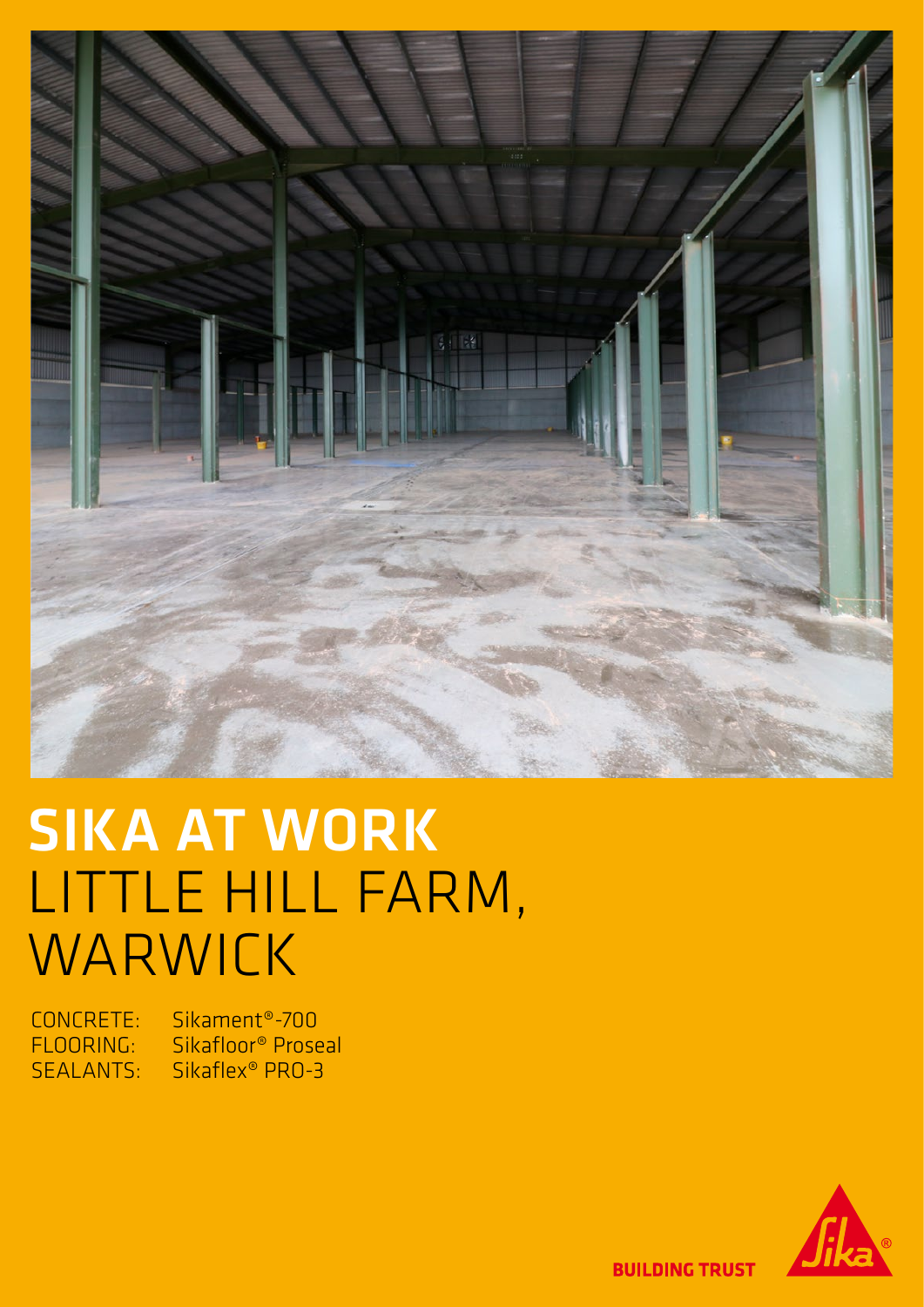# SIKA AT WORK
# LITTLE HILL FARM, WARWICK

CONCRETE: Sikament®-700
FLOORING: Sikafloor® Proseal
SEALANTS: Sikaflex® PRO-3

BUILDING TRUST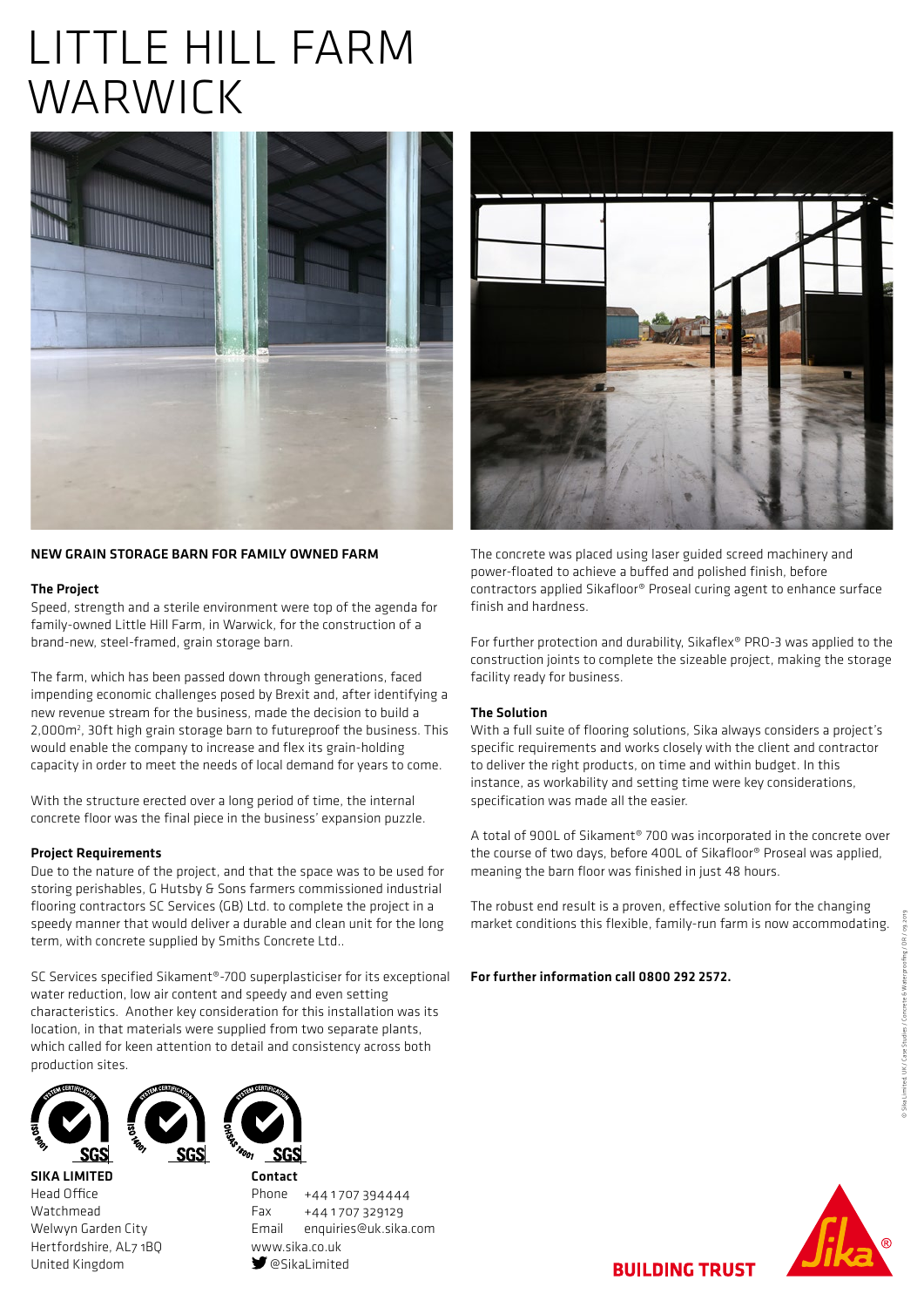# LITTLE HILL FARM WARWICK

**NEW GRAIN STORAGE BARN FOR FAMILY OWNED FARM**

### The Project

Speed, strength and a sterile environment were top of the agenda for family-owned Little Hill Farm, in Warwick, for the construction of a brand-new, steel-framed, grain storage barn.

The farm, which has been passed down through generations, faced impending economic challenges posed by Brexit and, after identifying a new revenue stream for the business, made the decision to build a 2,000m², 30ft high grain storage barn to futureproof the business. This would enable the company to increase and flex its grain-holding capacity in order to meet the needs of local demand for years to come.

With the structure erected over a long period of time, the internal concrete floor was the final piece in the business' expansion puzzle.

### Project Requirements

Due to the nature of the project, and that the space was to be used for storing perishables, G Hutsby & Sons farmers commissioned industrial flooring contractors SC Services (GB) Ltd. to complete the project in a speedy manner that would deliver a durable and clean unit for the long term, with concrete supplied by Smiths Concrete Ltd..

SC Services specified Sikament®-700 superplasticiser for its exceptional water reduction, low air content and speedy and even setting characteristics. Another key consideration for this installation was its location, in that materials were supplied from two separate plants, which called for keen attention to detail and consistency across both production sites.

The concrete was placed using laser guided screed machinery and power-floated to achieve a buffed and polished finish, before contractors applied Sikafloor® Proseal curing agent to enhance surface finish and hardness.

For further protection and durability, Sikaflex® PRO-3 was applied to the construction joints to complete the sizeable project, making the storage facility ready for business.

### The Solution

With a full suite of flooring solutions, Sika always considers a project's specific requirements and works closely with the client and contractor to deliver the right products, on time and within budget. In this instance, as workability and setting time were key considerations, specification was made all the easier.

A total of 900L of Sikament® 700 was incorporated in the concrete over the course of two days, before 400L of Sikafloor® Proseal was applied, meaning the barn floor was finished in just 48 hours.

The robust end result is a proven, effective solution for the changing market conditions this flexible, family-run farm is now accommodating.

**For further information call 0800 292 2572.**

**SIKA LIMITED**
Head Office
Watchmead
Welwyn Garden City
Hertfordshire, AL7 1BQ
United Kingdom

**Contact**
Phone +44 1707 394444
Fax +44 1707 329129
Email enquiries@uk.sika.com
www.sika.co.uk
@SikaLimited

**BUILDING TRUST**